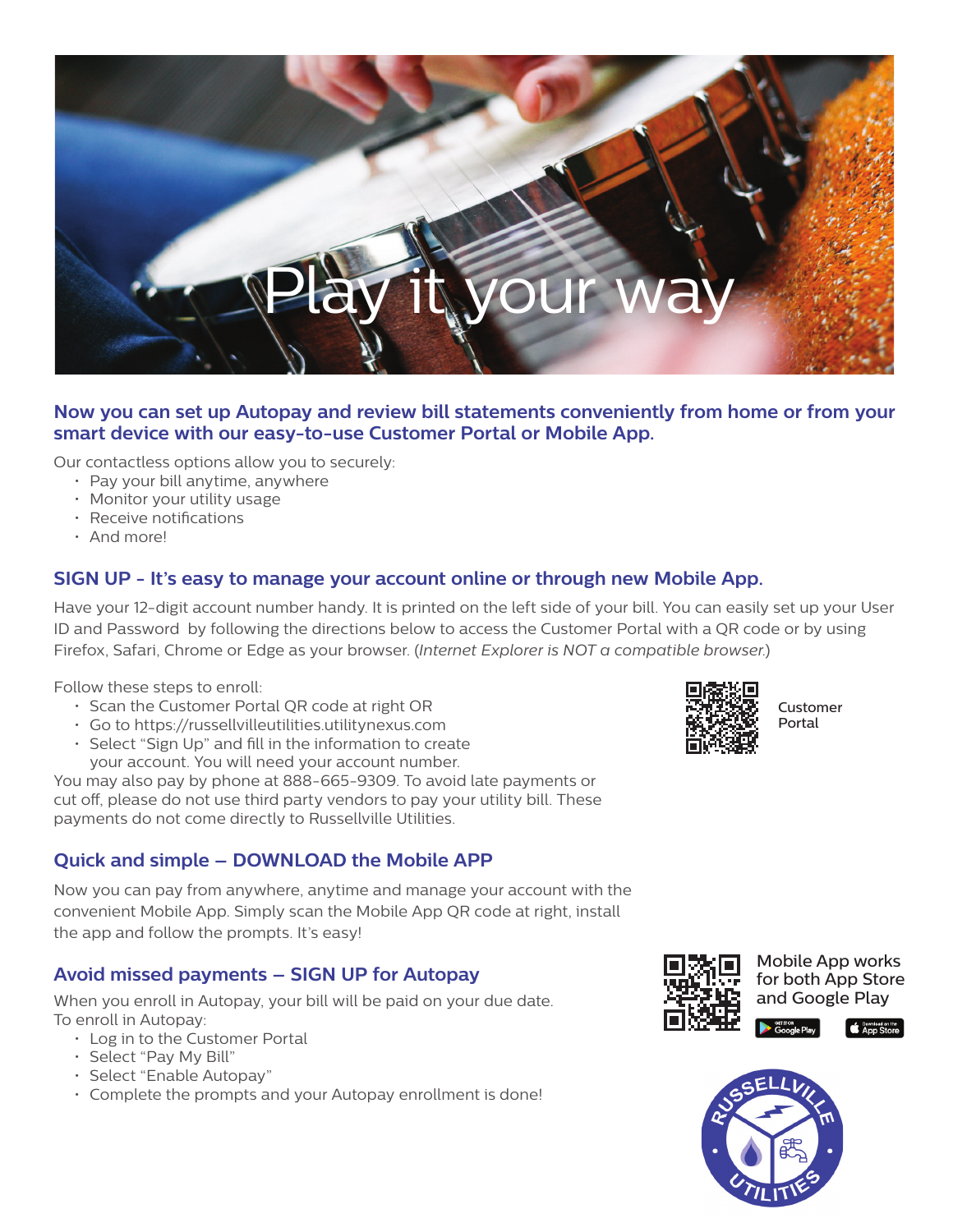# Play it your way

## Now you can set up Autopay and review bill statements conveniently from home or from your smart device with our easy-to-use Customer Portal or Mobile App.

Our contactless options allow you to securely:

- Pay your bill anytime, anywhere
- Monitor your utility usage
- Receive notifications
- And more!

## SIGN UP - It's easy to manage your account online or through new Mobile App.

Have your 12-digit account number handy. It is printed on the left side of your bill. You can easily set up your User ID and Password by following the directions below to access the Customer Portal with a QR code or by using Firefox, Safari, Chrome or Edge as your browser. (*Internet Explorer is NOT a compatible browser.*)

Follow these steps to enroll:

- Scan the Customer Portal QR code at right OR
- Go to https://russellvilleutilities.utilitynexus.com
- Select "Sign Up" and fill in the information to create your account. You will need your account number.

You may also pay by phone at 888-665-9309. To avoid late payments or cut off, please do not use third party vendors to pay your utility bill. These payments do not come directly to Russellville Utilities.

Customer Portal

## Quick and simple – DOWNLOAD the Mobile APP

Now you can pay from anywhere, anytime and manage your account with the convenient Mobile App. Simply scan the Mobile App QR code at right, install the app and follow the prompts. It's easy!

Mobile App works for both App Store and Google Play

## Avoid missed payments – SIGN UP for Autopay

When you enroll in Autopay, your bill will be paid on your due date. To enroll in Autopay:

- Log in to the Customer Portal
- Select "Pay My Bill"
- Select "Enable Autopay"
- Complete the prompts and your Autopay enrollment is done!

RUSSELLVILLE UTILITIES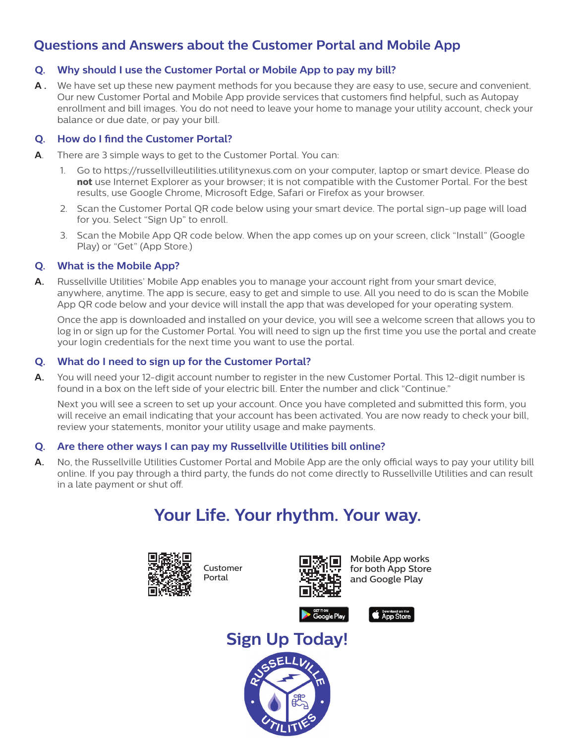## Questions and Answers about the Customer Portal and Mobile App

**Q. Why should I use the Customer Portal or Mobile App to pay my bill?**

**A.** We have set up these new payment methods for you because they are easy to use, secure and convenient. Our new Customer Portal and Mobile App provide services that customers find helpful, such as Autopay enrollment and bill images. You do not need to leave your home to manage your utility account, check your balance or due date, or pay your bill.

**Q. How do I find the Customer Portal?**

**A.** There are 3 simple ways to get to the Customer Portal. You can:

1. Go to https://russellvilleutilities.utilitynexus.com on your computer, laptop or smart device. Please do **not** use Internet Explorer as your browser; it is not compatible with the Customer Portal. For the best results, use Google Chrome, Microsoft Edge, Safari or Firefox as your browser.
2. Scan the Customer Portal QR code below using your smart device. The portal sign-up page will load for you. Select "Sign Up" to enroll.
3. Scan the Mobile App QR code below. When the app comes up on your screen, click "Install" (Google Play) or "Get" (App Store.)

**Q. What is the Mobile App?**

**A.** Russellville Utilities' Mobile App enables you to manage your account right from your smart device, anywhere, anytime. The app is secure, easy to get and simple to use. All you need to do is scan the Mobile App QR code below and your device will install the app that was developed for your operating system.

Once the app is downloaded and installed on your device, you will see a welcome screen that allows you to log in or sign up for the Customer Portal. You will need to sign up the first time you use the portal and create your login credentials for the next time you want to use the portal.

**Q. What do I need to sign up for the Customer Portal?**

**A.** You will need your 12-digit account number to register in the new Customer Portal. This 12-digit number is found in a box on the left side of your electric bill. Enter the number and click "Continue."

Next you will see a screen to set up your account. Once you have completed and submitted this form, you will receive an email indicating that your account has been activated. You are now ready to check your bill, review your statements, monitor your utility usage and make payments.

**Q. Are there other ways I can pay my Russellville Utilities bill online?**

**A.** No, the Russellville Utilities Customer Portal and Mobile App are the only official ways to pay your utility bill online. If you pay through a third party, the funds do not come directly to Russellville Utilities and can result in a late payment or shut off.

## Your Life. Your rhythm. Your way.

Customer Portal

Mobile App works for both App Store and Google Play

GET IT ON Google Play

Download on the App Store

## Sign Up Today!

RUSSELLVILLE UTILITIES